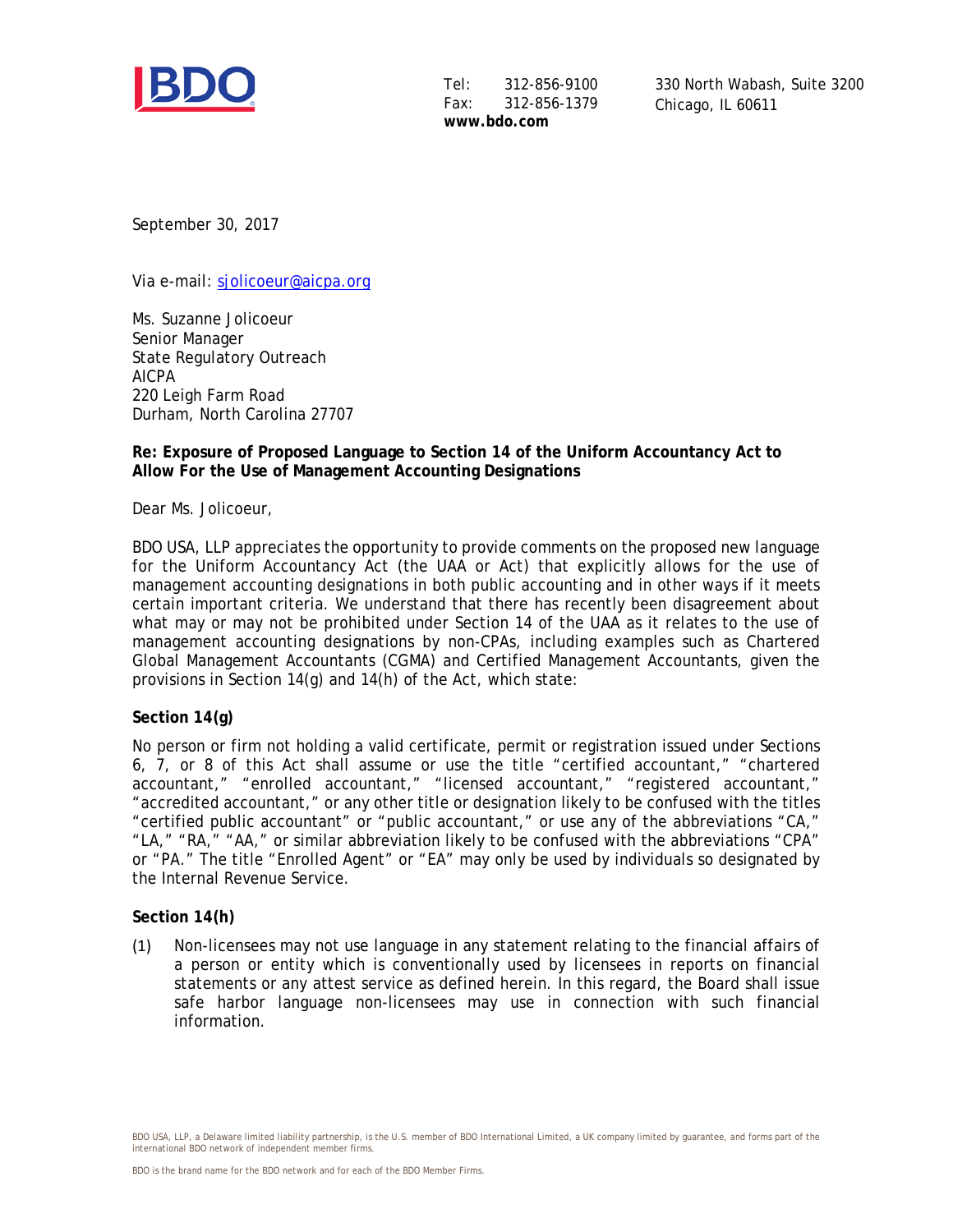Tel: 312-856-9100
Fax: 312-856-1379
**www.bdo.com**

330 North Wabash, Suite 3200
Chicago, IL 60611

September 30, 2017

Via e-mail: sjolicoeur@aicpa.org

Ms. Suzanne Jolicoeur
Senior Manager
State Regulatory Outreach
AICPA
220 Leigh Farm Road
Durham, North Carolina 27707

**Re: Exposure of Proposed Language to Section 14 of the Uniform Accountancy Act to Allow For the Use of Management Accounting Designations**

Dear Ms. Jolicoeur,

BDO USA, LLP appreciates the opportunity to provide comments on the proposed new language for the Uniform Accountancy Act (the UAA or Act) that explicitly allows for the use of management accounting designations in both public accounting and in other ways if it meets certain important criteria. We understand that there has recently been disagreement about what may or may not be prohibited under Section 14 of the UAA as it relates to the use of management accounting designations by non-CPAs, including examples such as Chartered Global Management Accountants (CGMA) and Certified Management Accountants, given the provisions in Section 14(g) and 14(h) of the Act, which state:

**Section 14(g)**

No person or firm not holding a valid certificate, permit or registration issued under Sections 6, 7, or 8 of this Act shall assume or use the title "certified accountant," "chartered accountant," "enrolled accountant," "licensed accountant," "registered accountant," "accredited accountant," or any other title or designation likely to be confused with the titles "certified public accountant" or "public accountant," or use any of the abbreviations "CA," "LA," "RA," "AA," or similar abbreviation likely to be confused with the abbreviations "CPA" or "PA." The title "Enrolled Agent" or "EA" may only be used by individuals so designated by the Internal Revenue Service.

**Section 14(h)**

(1) Non-licensees may not use language in any statement relating to the financial affairs of a person or entity which is conventionally used by licensees in reports on financial statements or any attest service as defined herein. In this regard, the Board shall issue safe harbor language non-licensees may use in connection with such financial information.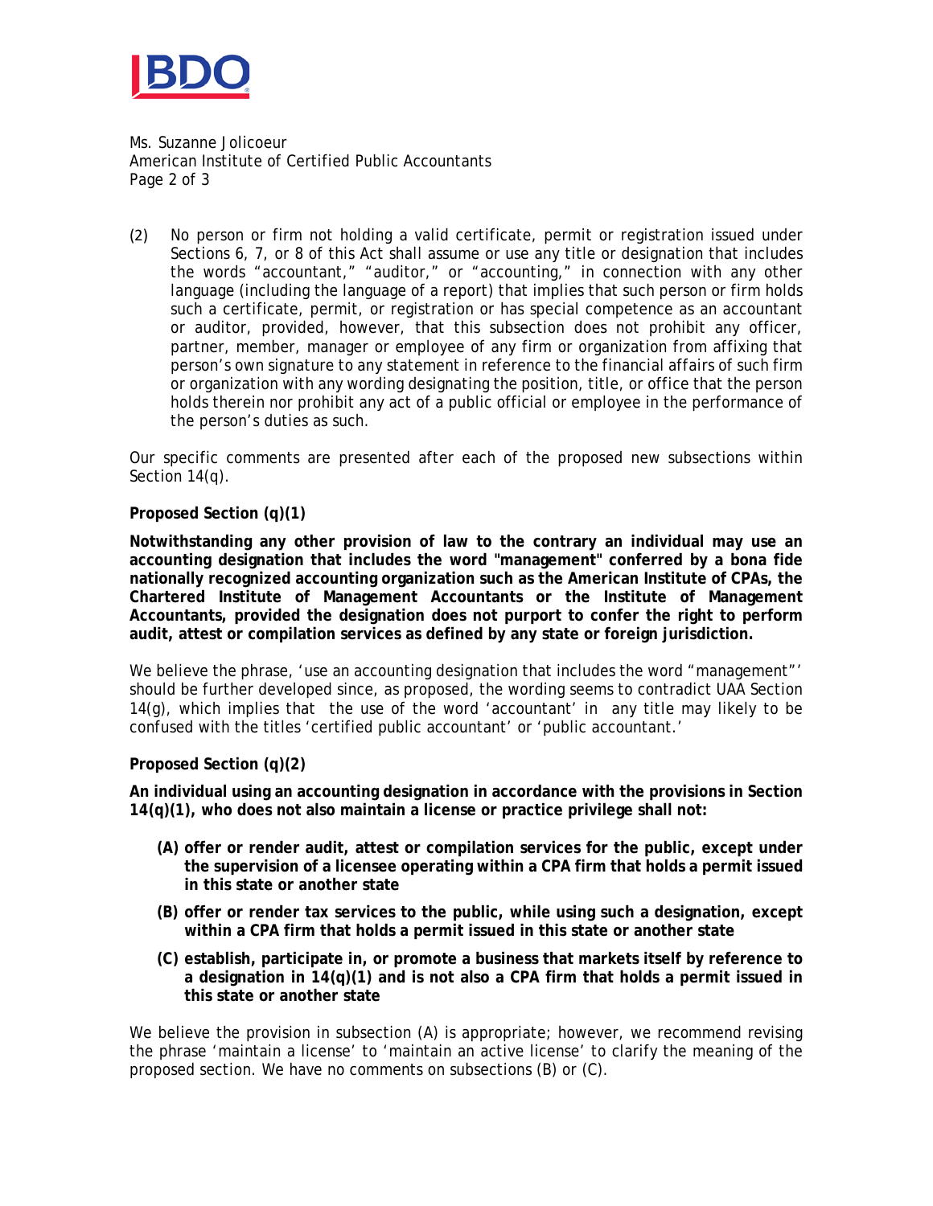(2) No person or firm not holding a valid certificate, permit or registration issued under Sections 6, 7, or 8 of this Act shall assume or use any title or designation that includes the words "accountant," "auditor," or "accounting," in connection with any other language (including the language of a report) that implies that such person or firm holds such a certificate, permit, or registration or has special competence as an accountant or auditor, provided, however, that this subsection does not prohibit any officer, partner, member, manager or employee of any firm or organization from affixing that person's own signature to any statement in reference to the financial affairs of such firm or organization with any wording designating the position, title, or office that the person holds therein nor prohibit any act of a public official or employee in the performance of the person's duties as such.

Our specific comments are presented after each of the proposed new subsections within Section 14(q).

**Proposed Section (q)(1)**

**Notwithstanding any other provision of law to the contrary an individual may use an accounting designation that includes the word "management" conferred by a bona fide nationally recognized accounting organization such as the American Institute of CPAs, the Chartered Institute of Management Accountants or the Institute of Management Accountants, provided the designation does not purport to confer the right to perform audit, attest or compilation services as defined by any state or foreign jurisdiction.**

We believe the phrase, 'use an accounting designation that includes the word "management"' should be further developed since, as proposed, the wording seems to contradict UAA Section 14(g), which implies that the use of the word 'accountant' in any title may likely to be confused with the titles 'certified public accountant' or 'public accountant.'

**Proposed Section (q)(2)**

**An individual using an accounting designation in accordance with the provisions in Section 14(q)(1), who does not also maintain a license or practice privilege shall not:**

- **(A) offer or render audit, attest or compilation services for the public, except under the supervision of a licensee operating within a CPA firm that holds a permit issued in this state or another state**
- **(B) offer or render tax services to the public, while using such a designation, except within a CPA firm that holds a permit issued in this state or another state**
- **(C) establish, participate in, or promote a business that markets itself by reference to a designation in 14(q)(1) and is not also a CPA firm that holds a permit issued in this state or another state**

We believe the provision in subsection (A) is appropriate; however, we recommend revising the phrase 'maintain a license' to 'maintain an active license' to clarify the meaning of the proposed section. We have no comments on subsections (B) or (C).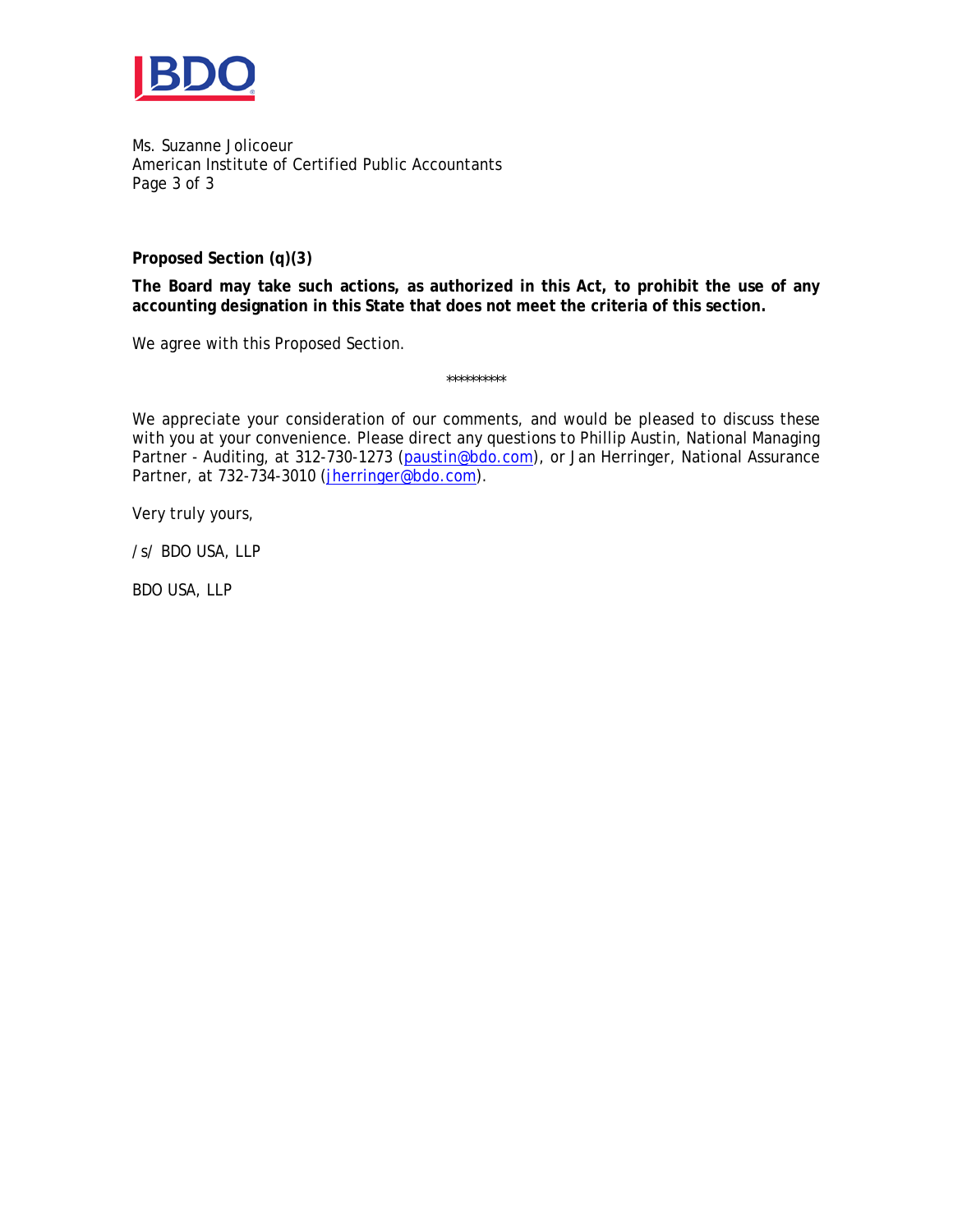**Proposed Section (q)(3)**

**The Board may take such actions, as authorized in this Act, to prohibit the use of any accounting designation in this State that does not meet the criteria of this section.**

We agree with this Proposed Section.

**********

We appreciate your consideration of our comments, and would be pleased to discuss these with you at your convenience. Please direct any questions to Phillip Austin, National Managing Partner - Auditing, at 312-730-1273 (paustin@bdo.com), or Jan Herringer, National Assurance Partner, at 732-734-3010 (jherringer@bdo.com).

Very truly yours,

/s/ BDO USA, LLP

BDO USA, LLP